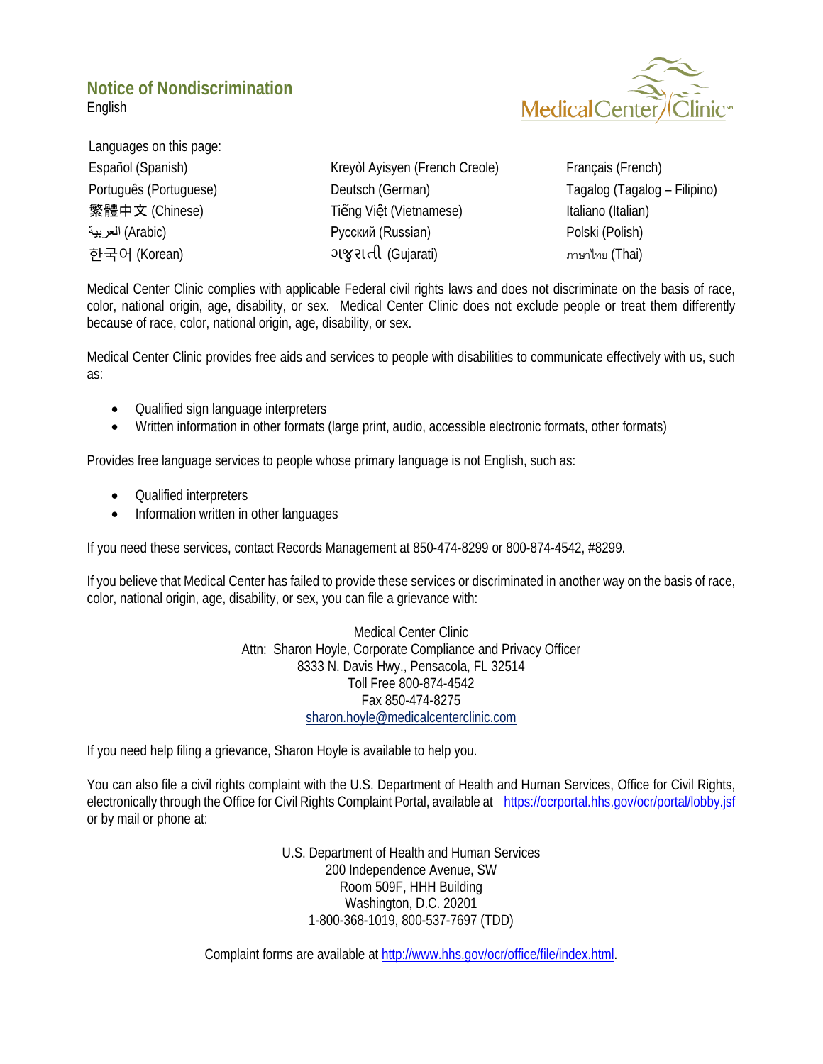## Notice of Nondiscrimination

English

Languages on this page:

| | | |
|---|---|---|
| Español (Spanish) | Kreyòl Ayisyen (French Creole) | Français (French) |
| Português (Portuguese) | Deutsch (German) | Tagalog (Tagalog – Filipino) |
| 繁體中文 (Chinese) | Tiếng Việt (Vietnamese) | Italiano (Italian) |
| العربية (Arabic) | Русский (Russian) | Polski (Polish) |
| 한국어 (Korean) | ગુજરાતી (Gujarati) | ภาษาไทย (Thai) |

Medical Center Clinic complies with applicable Federal civil rights laws and does not discriminate on the basis of race, color, national origin, age, disability, or sex. Medical Center Clinic does not exclude people or treat them differently because of race, color, national origin, age, disability, or sex.

Medical Center Clinic provides free aids and services to people with disabilities to communicate effectively with us, such as:

- Qualified sign language interpreters
- Written information in other formats (large print, audio, accessible electronic formats, other formats)

Provides free language services to people whose primary language is not English, such as:

- Qualified interpreters
- Information written in other languages

If you need these services, contact Records Management at 850-474-8299 or 800-874-4542, #8299.

If you believe that Medical Center has failed to provide these services or discriminated in another way on the basis of race, color, national origin, age, disability, or sex, you can file a grievance with:

Medical Center Clinic
Attn: Sharon Hoyle, Corporate Compliance and Privacy Officer
8333 N. Davis Hwy., Pensacola, FL 32514
Toll Free 800-874-4542
Fax 850-474-8275
sharon.hoyle@medicalcenterclinic.com

If you need help filing a grievance, Sharon Hoyle is available to help you.

You can also file a civil rights complaint with the U.S. Department of Health and Human Services, Office for Civil Rights, electronically through the Office for Civil Rights Complaint Portal, available at https://ocrportal.hhs.gov/ocr/portal/lobby.jsf or by mail or phone at:

U.S. Department of Health and Human Services
200 Independence Avenue, SW
Room 509F, HHH Building
Washington, D.C. 20201
1-800-368-1019, 800-537-7697 (TDD)

Complaint forms are available at http://www.hhs.gov/ocr/office/file/index.html.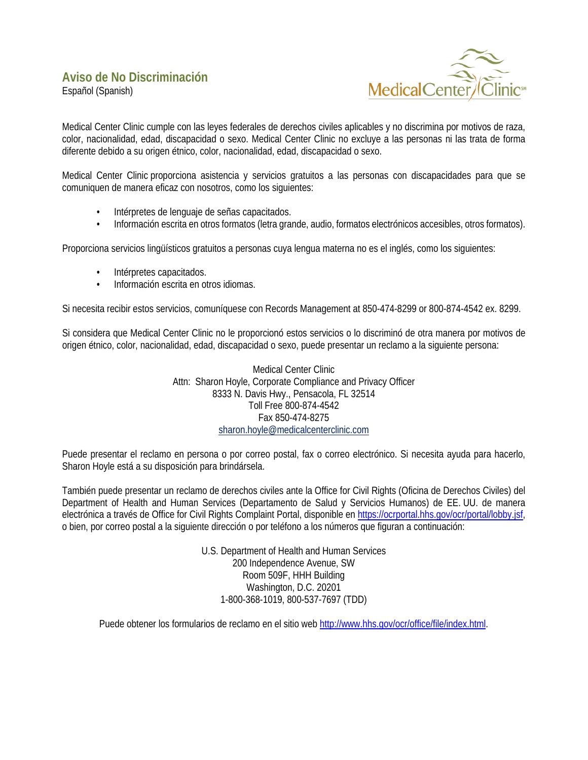# Aviso de No Discriminación

Español (Spanish)

Medical Center Clinic cumple con las leyes federales de derechos civiles aplicables y no discrimina por motivos de raza, color, nacionalidad, edad, discapacidad o sexo. Medical Center Clinic no excluye a las personas ni las trata de forma diferente debido a su origen étnico, color, nacionalidad, edad, discapacidad o sexo.

Medical Center Clinic proporciona asistencia y servicios gratuitos a las personas con discapacidades para que se comuniquen de manera eficaz con nosotros, como los siguientes:

- Intérpretes de lenguaje de señas capacitados.
- Información escrita en otros formatos (letra grande, audio, formatos electrónicos accesibles, otros formatos).

Proporciona servicios lingüísticos gratuitos a personas cuya lengua materna no es el inglés, como los siguientes:

- Intérpretes capacitados.
- Información escrita en otros idiomas.

Si necesita recibir estos servicios, comuníquese con Records Management at 850-474-8299 or 800-874-4542 ex. 8299.

Si considera que Medical Center Clinic no le proporcionó estos servicios o lo discriminó de otra manera por motivos de origen étnico, color, nacionalidad, edad, discapacidad o sexo, puede presentar un reclamo a la siguiente persona:

Medical Center Clinic
Attn: Sharon Hoyle, Corporate Compliance and Privacy Officer
8333 N. Davis Hwy., Pensacola, FL 32514
Toll Free 800-874-4542
Fax 850-474-8275
sharon.hoyle@medicalcenterclinic.com

Puede presentar el reclamo en persona o por correo postal, fax o correo electrónico. Si necesita ayuda para hacerlo, Sharon Hoyle está a su disposición para brindársela.

También puede presentar un reclamo de derechos civiles ante la Office for Civil Rights (Oficina de Derechos Civiles) del Department of Health and Human Services (Departamento de Salud y Servicios Humanos) de EE. UU. de manera electrónica a través de Office for Civil Rights Complaint Portal, disponible en https://ocrportal.hhs.gov/ocr/portal/lobby.jsf, o bien, por correo postal a la siguiente dirección o por teléfono a los números que figuran a continuación:

U.S. Department of Health and Human Services
200 Independence Avenue, SW
Room 509F, HHH Building
Washington, D.C. 20201
1-800-368-1019, 800-537-7697 (TDD)

Puede obtener los formularios de reclamo en el sitio web http://www.hhs.gov/ocr/office/file/index.html.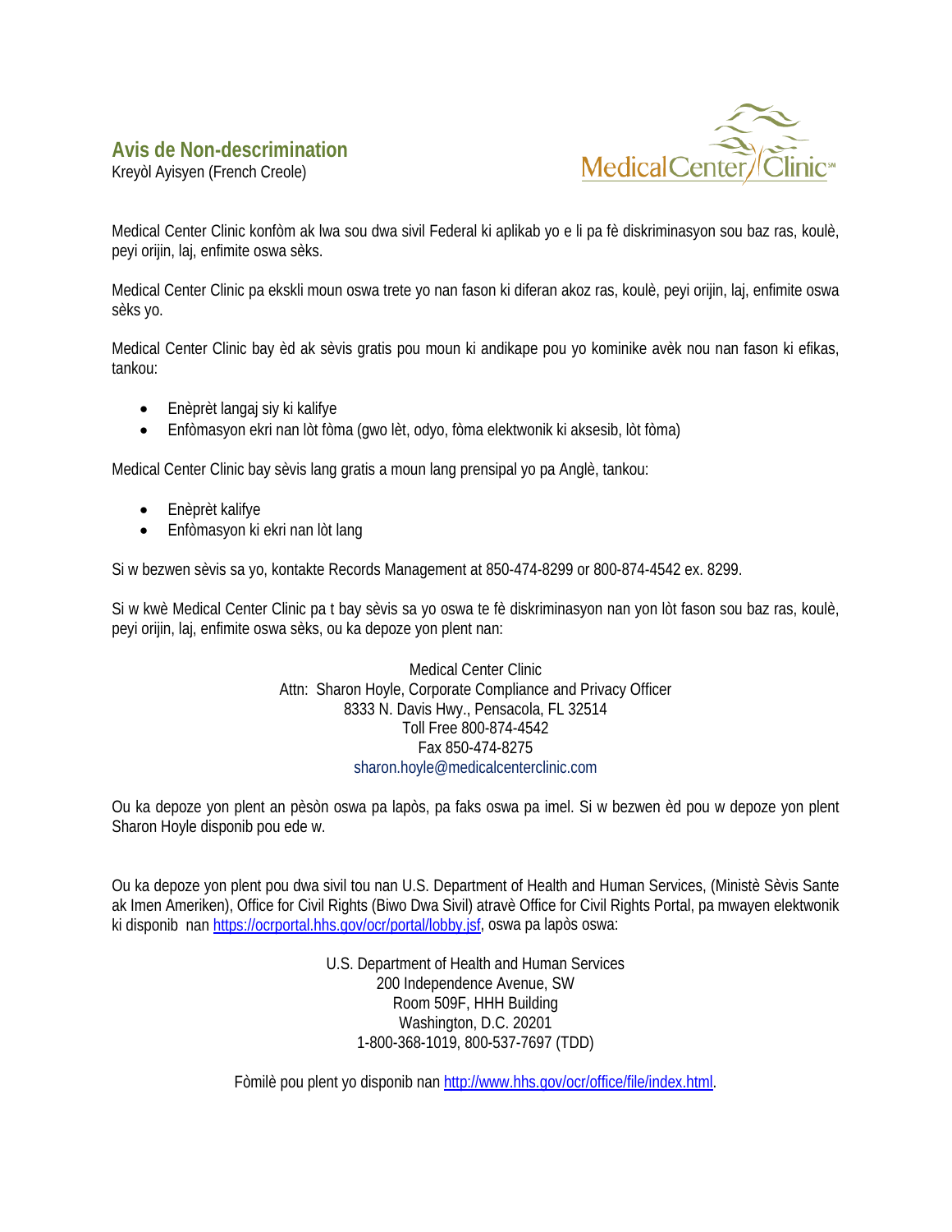## Avis de Non-descrimination

Kreyòl Ayisyen (French Creole)

Medical Center Clinic konfòm ak lwa sou dwa sivil Federal ki aplikab yo e li pa fè diskriminasyon sou baz ras, koulè, peyi orijin, laj, enfimite oswa sèks.

Medical Center Clinic pa ekskli moun oswa trete yo nan fason ki diferan akoz ras, koulè, peyi orijin, laj, enfimite oswa sèks yo.

Medical Center Clinic bay èd ak sèvis gratis pou moun ki andikape pou yo kominike avèk nou nan fason ki efikas, tankou:

- Enèprèt langaj siy ki kalifye
- Enfòmasyon ekri nan lòt fòma (gwo lèt, odyo, fòma elektwonik ki aksesib, lòt fòma)

Medical Center Clinic bay sèvis lang gratis a moun lang prensipal yo pa Anglè, tankou:

- Enèprèt kalifye
- Enfòmasyon ki ekri nan lòt lang

Si w bezwen sèvis sa yo, kontakte Records Management at 850-474-8299 or 800-874-4542 ex. 8299.

Si w kwè Medical Center Clinic pa t bay sèvis sa yo oswa te fè diskriminasyon nan yon lòt fason sou baz ras, koulè, peyi orijin, laj, enfimite oswa sèks, ou ka depoze yon plent nan:

Medical Center Clinic  
Attn: Sharon Hoyle, Corporate Compliance and Privacy Officer  
8333 N. Davis Hwy., Pensacola, FL 32514  
Toll Free 800-874-4542  
Fax 850-474-8275  
sharon.hoyle@medicalcenterclinic.com

Ou ka depoze yon plent an pèsòn oswa pa lapòs, pa faks oswa pa imel. Si w bezwen èd pou w depoze yon plent Sharon Hoyle disponib pou ede w.

Ou ka depoze yon plent pou dwa sivil tou nan U.S. Department of Health and Human Services, (Ministè Sèvis Sante ak Imen Ameriken), Office for Civil Rights (Biwo Dwa Sivil) atravè Office for Civil Rights Portal, pa mwayen elektwonik ki disponib nan https://ocrportal.hhs.gov/ocr/portal/lobby.jsf, oswa pa lapòs oswa:

U.S. Department of Health and Human Services  
200 Independence Avenue, SW  
Room 509F, HHH Building  
Washington, D.C. 20201  
1-800-368-1019, 800-537-7697 (TDD)

Fòmilè pou plent yo disponib nan http://www.hhs.gov/ocr/office/file/index.html.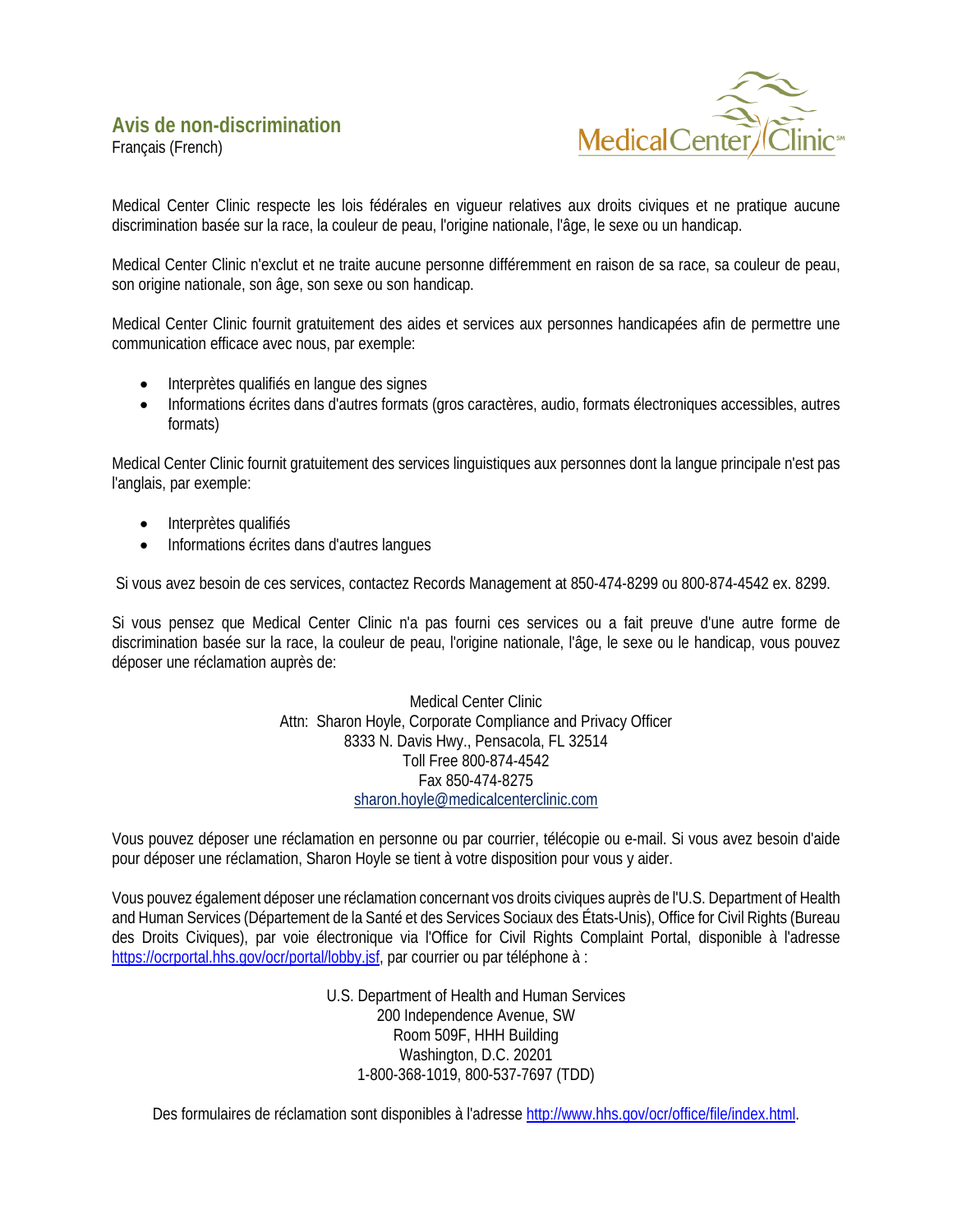# Avis de non-discrimination

Français (French)

MedicalCenter Clinic

Medical Center Clinic respecte les lois fédérales en vigueur relatives aux droits civiques et ne pratique aucune discrimination basée sur la race, la couleur de peau, l'origine nationale, l'âge, le sexe ou un handicap.

Medical Center Clinic n'exclut et ne traite aucune personne différemment en raison de sa race, sa couleur de peau, son origine nationale, son âge, son sexe ou son handicap.

Medical Center Clinic fournit gratuitement des aides et services aux personnes handicapées afin de permettre une communication efficace avec nous, par exemple:

- Interprètes qualifiés en langue des signes
- Informations écrites dans d'autres formats (gros caractères, audio, formats électroniques accessibles, autres formats)

Medical Center Clinic fournit gratuitement des services linguistiques aux personnes dont la langue principale n'est pas l'anglais, par exemple:

- Interprètes qualifiés
- Informations écrites dans d'autres langues

Si vous avez besoin de ces services, contactez Records Management at 850-474-8299 ou 800-874-4542 ex. 8299.

Si vous pensez que Medical Center Clinic n'a pas fourni ces services ou a fait preuve d'une autre forme de discrimination basée sur la race, la couleur de peau, l'origine nationale, l'âge, le sexe ou le handicap, vous pouvez déposer une réclamation auprès de:

Medical Center Clinic
Attn: Sharon Hoyle, Corporate Compliance and Privacy Officer
8333 N. Davis Hwy., Pensacola, FL 32514
Toll Free 800-874-4542
Fax 850-474-8275
sharon.hoyle@medicalcenterclinic.com

Vous pouvez déposer une réclamation en personne ou par courrier, télécopie ou e-mail. Si vous avez besoin d'aide pour déposer une réclamation, Sharon Hoyle se tient à votre disposition pour vous y aider.

Vous pouvez également déposer une réclamation concernant vos droits civiques auprès de l'U.S. Department of Health and Human Services (Département de la Santé et des Services Sociaux des États-Unis), Office for Civil Rights (Bureau des Droits Civiques), par voie électronique via l'Office for Civil Rights Complaint Portal, disponible à l'adresse https://ocrportal.hhs.gov/ocr/portal/lobby.jsf, par courrier ou par téléphone à :

U.S. Department of Health and Human Services
200 Independence Avenue, SW
Room 509F, HHH Building
Washington, D.C. 20201
1-800-368-1019, 800-537-7697 (TDD)

Des formulaires de réclamation sont disponibles à l'adresse http://www.hhs.gov/ocr/office/file/index.html.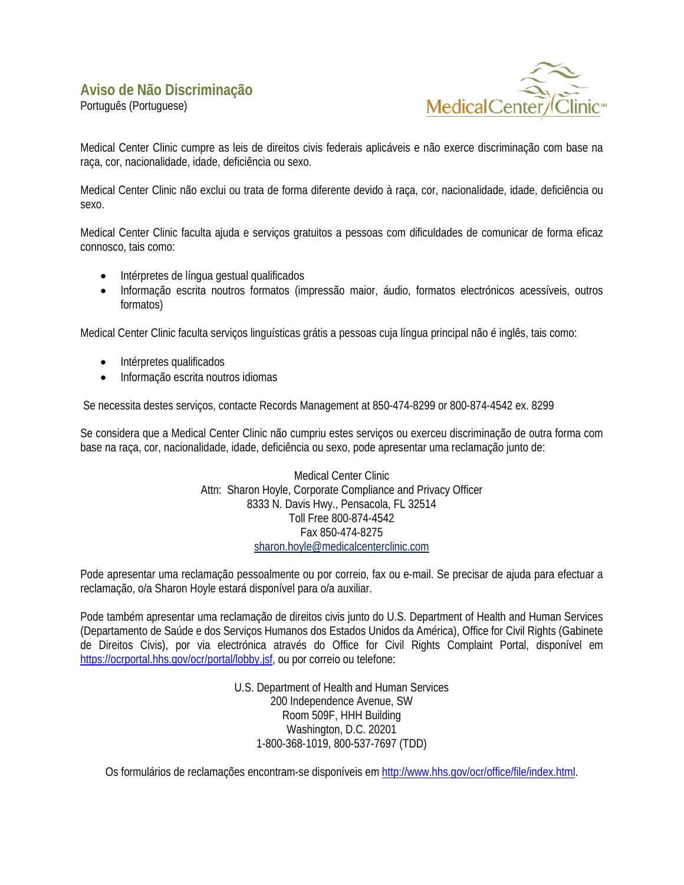## Aviso de Não Discriminação

Português (Portuguese)

Medical Center Clinic cumpre as leis de direitos civis federais aplicáveis e não exerce discriminação com base na raça, cor, nacionalidade, idade, deficiência ou sexo.

Medical Center Clinic não exclui ou trata de forma diferente devido à raça, cor, nacionalidade, idade, deficiência ou sexo.

Medical Center Clinic faculta ajuda e serviços gratuitos a pessoas com dificuldades de comunicar de forma eficaz connosco, tais como:

- Intérpretes de língua gestual qualificados
- Informação escrita noutros formatos (impressão maior, áudio, formatos electrónicos acessíveis, outros formatos)

Medical Center Clinic faculta serviços linguísticas grátis a pessoas cuja língua principal não é inglês, tais como:

- Intérpretes qualificados
- Informação escrita noutros idiomas

Se necessita destes serviços, contacte Records Management at 850-474-8299 or 800-874-4542 ex. 8299

Se considera que a Medical Center Clinic não cumpriu estes serviços ou exerceu discriminação de outra forma com base na raça, cor, nacionalidade, idade, deficiência ou sexo, pode apresentar uma reclamação junto de:

Medical Center Clinic
Attn: Sharon Hoyle, Corporate Compliance and Privacy Officer
8333 N. Davis Hwy., Pensacola, FL 32514
Toll Free 800-874-4542
Fax 850-474-8275
sharon.hoyle@medicalcenterclinic.com

Pode apresentar uma reclamação pessoalmente ou por correio, fax ou e-mail. Se precisar de ajuda para efectuar a reclamação, o/a Sharon Hoyle estará disponível para o/a auxiliar.

Pode também apresentar uma reclamação de direitos civis junto do U.S. Department of Health and Human Services (Departamento de Saúde e dos Serviços Humanos dos Estados Unidos da América), Office for Civil Rights (Gabinete de Direitos Civis), por via electrónica através do Office for Civil Rights Complaint Portal, disponível em https://ocrportal.hhs.gov/ocr/portal/lobby.jsf, ou por correio ou telefone:

U.S. Department of Health and Human Services
200 Independence Avenue, SW
Room 509F, HHH Building
Washington, D.C. 20201
1-800-368-1019, 800-537-7697 (TDD)

Os formulários de reclamações encontram-se disponíveis em http://www.hhs.gov/ocr/office/file/index.html.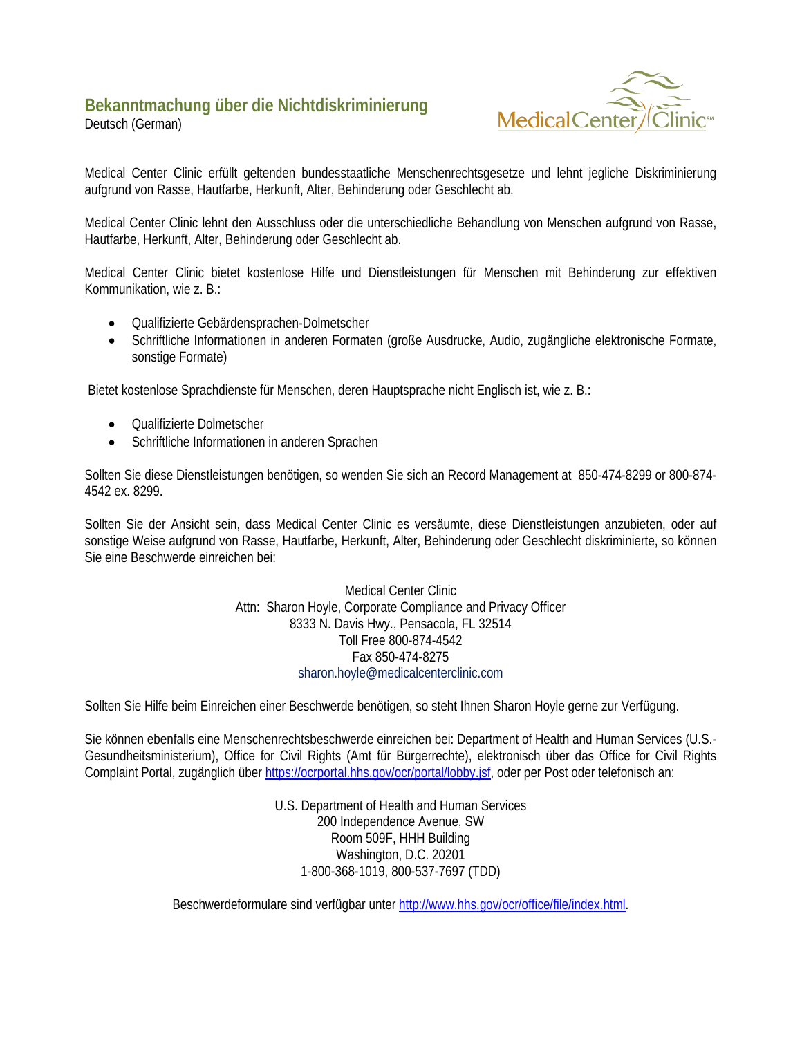## Bekanntmachung über die Nichtdiskriminierung

Deutsch (German)

Medical Center Clinic erfüllt geltenden bundesstaatliche Menschenrechtsgesetze und lehnt jegliche Diskriminierung aufgrund von Rasse, Hautfarbe, Herkunft, Alter, Behinderung oder Geschlecht ab.

Medical Center Clinic lehnt den Ausschluss oder die unterschiedliche Behandlung von Menschen aufgrund von Rasse, Hautfarbe, Herkunft, Alter, Behinderung oder Geschlecht ab.

Medical Center Clinic bietet kostenlose Hilfe und Dienstleistungen für Menschen mit Behinderung zur effektiven Kommunikation, wie z. B.:

- Qualifizierte Gebärdensprachen-Dolmetscher
- Schriftliche Informationen in anderen Formaten (große Ausdrucke, Audio, zugängliche elektronische Formate, sonstige Formate)

Bietet kostenlose Sprachdienste für Menschen, deren Hauptsprache nicht Englisch ist, wie z. B.:

- Qualifizierte Dolmetscher
- Schriftliche Informationen in anderen Sprachen

Sollten Sie diese Dienstleistungen benötigen, so wenden Sie sich an Record Management at 850-474-8299 or 800-874-4542 ex. 8299.

Sollten Sie der Ansicht sein, dass Medical Center Clinic es versäumte, diese Dienstleistungen anzubieten, oder auf sonstige Weise aufgrund von Rasse, Hautfarbe, Herkunft, Alter, Behinderung oder Geschlecht diskriminierte, so können Sie eine Beschwerde einreichen bei:

Medical Center Clinic
Attn: Sharon Hoyle, Corporate Compliance and Privacy Officer
8333 N. Davis Hwy., Pensacola, FL 32514
Toll Free 800-874-4542
Fax 850-474-8275
sharon.hoyle@medicalcenterclinic.com

Sollten Sie Hilfe beim Einreichen einer Beschwerde benötigen, so steht Ihnen Sharon Hoyle gerne zur Verfügung.

Sie können ebenfalls eine Menschenrechtsbeschwerde einreichen bei: Department of Health and Human Services (U.S.-Gesundheitsministerium), Office for Civil Rights (Amt für Bürgerrechte), elektronisch über das Office for Civil Rights Complaint Portal, zugänglich über https://ocrportal.hhs.gov/ocr/portal/lobby.jsf, oder per Post oder telefonisch an:

U.S. Department of Health and Human Services
200 Independence Avenue, SW
Room 509F, HHH Building
Washington, D.C. 20201
1-800-368-1019, 800-537-7697 (TDD)

Beschwerdeformulare sind verfügbar unter http://www.hhs.gov/ocr/office/file/index.html.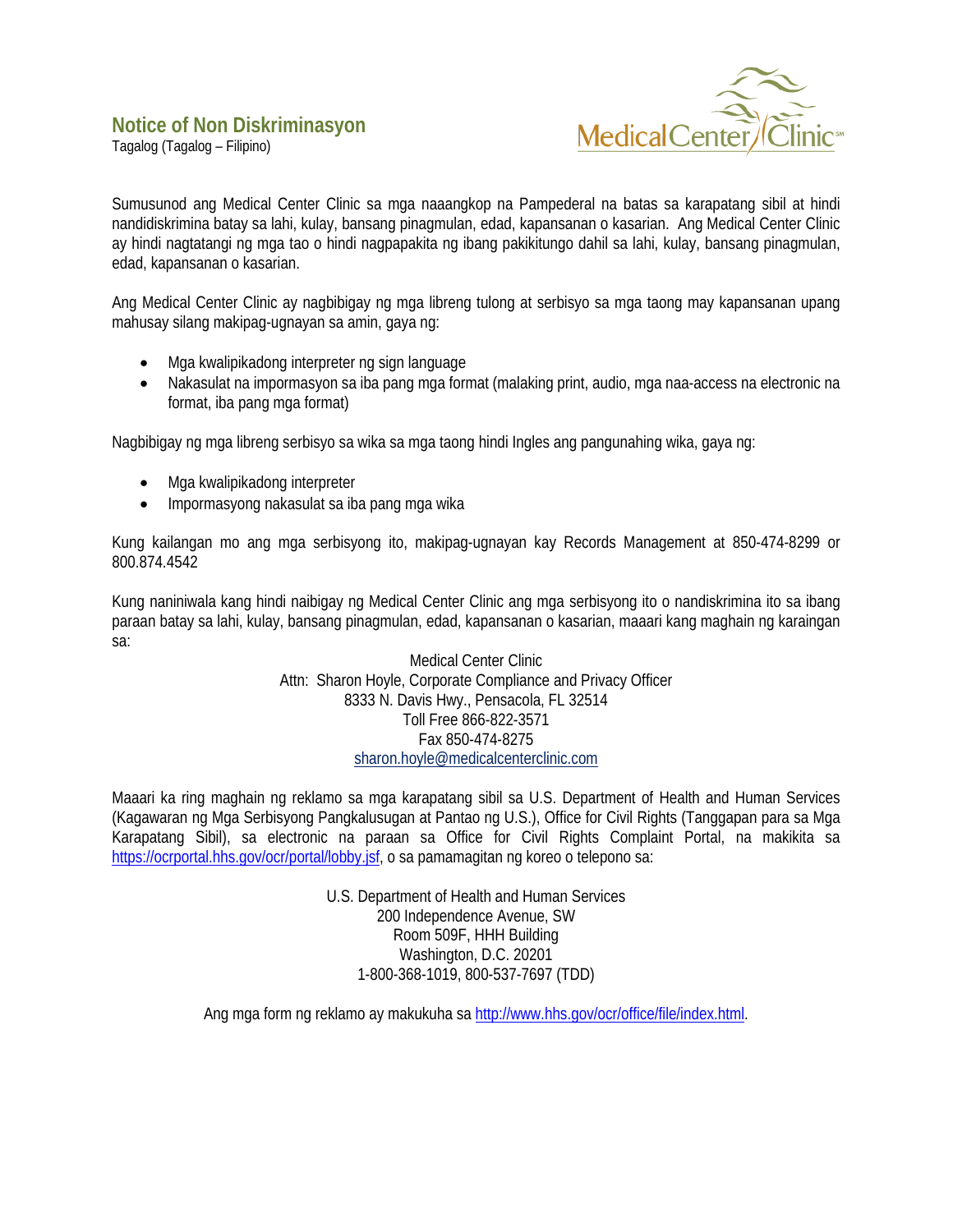## Notice of Non Diskriminasyon

Tagalog (Tagalog – Filipino)

Sumusunod ang Medical Center Clinic sa mga naaangkop na Pampederal na batas sa karapatang sibil at hindi nandidiskrimina batay sa lahi, kulay, bansang pinagmulan, edad, kapansanan o kasarian. Ang Medical Center Clinic ay hindi nagtatangi ng mga tao o hindi nagpapakita ng ibang pakikitungo dahil sa lahi, kulay, bansang pinagmulan, edad, kapansanan o kasarian.

Ang Medical Center Clinic ay nagbibigay ng mga libreng tulong at serbisyo sa mga taong may kapansanan upang mahusay silang makipag-ugnayan sa amin, gaya ng:

- Mga kwalipikadong interpreter ng sign language
- Nakasulat na impormasyon sa iba pang mga format (malaking print, audio, mga naa-access na electronic na format, iba pang mga format)

Nagbibigay ng mga libreng serbisyo sa wika sa mga taong hindi Ingles ang pangunahing wika, gaya ng:

- Mga kwalipikadong interpreter
- Impormasyong nakasulat sa iba pang mga wika

Kung kailangan mo ang mga serbisyong ito, makipag-ugnayan kay Records Management at 850-474-8299 or 800.874.4542

Kung naniniwala kang hindi naibigay ng Medical Center Clinic ang mga serbisyong ito o nandiskrimina ito sa ibang paraan batay sa lahi, kulay, bansang pinagmulan, edad, kapansanan o kasarian, maaari kang maghain ng karaingan sa:

Medical Center Clinic
Attn: Sharon Hoyle, Corporate Compliance and Privacy Officer
8333 N. Davis Hwy., Pensacola, FL 32514
Toll Free 866-822-3571
Fax 850-474-8275
sharon.hoyle@medicalcenterclinic.com

Maaari ka ring maghain ng reklamo sa mga karapatang sibil sa U.S. Department of Health and Human Services (Kagawaran ng Mga Serbisyong Pangkalusugan at Pantao ng U.S.), Office for Civil Rights (Tanggapan para sa Mga Karapatang Sibil), sa electronic na paraan sa Office for Civil Rights Complaint Portal, na makikita sa https://ocrportal.hhs.gov/ocr/portal/lobby.jsf, o sa pamamagitan ng koreo o telepono sa:

U.S. Department of Health and Human Services
200 Independence Avenue, SW
Room 509F, HHH Building
Washington, D.C. 20201
1-800-368-1019, 800-537-7697 (TDD)

Ang mga form ng reklamo ay makukuha sa http://www.hhs.gov/ocr/office/file/index.html.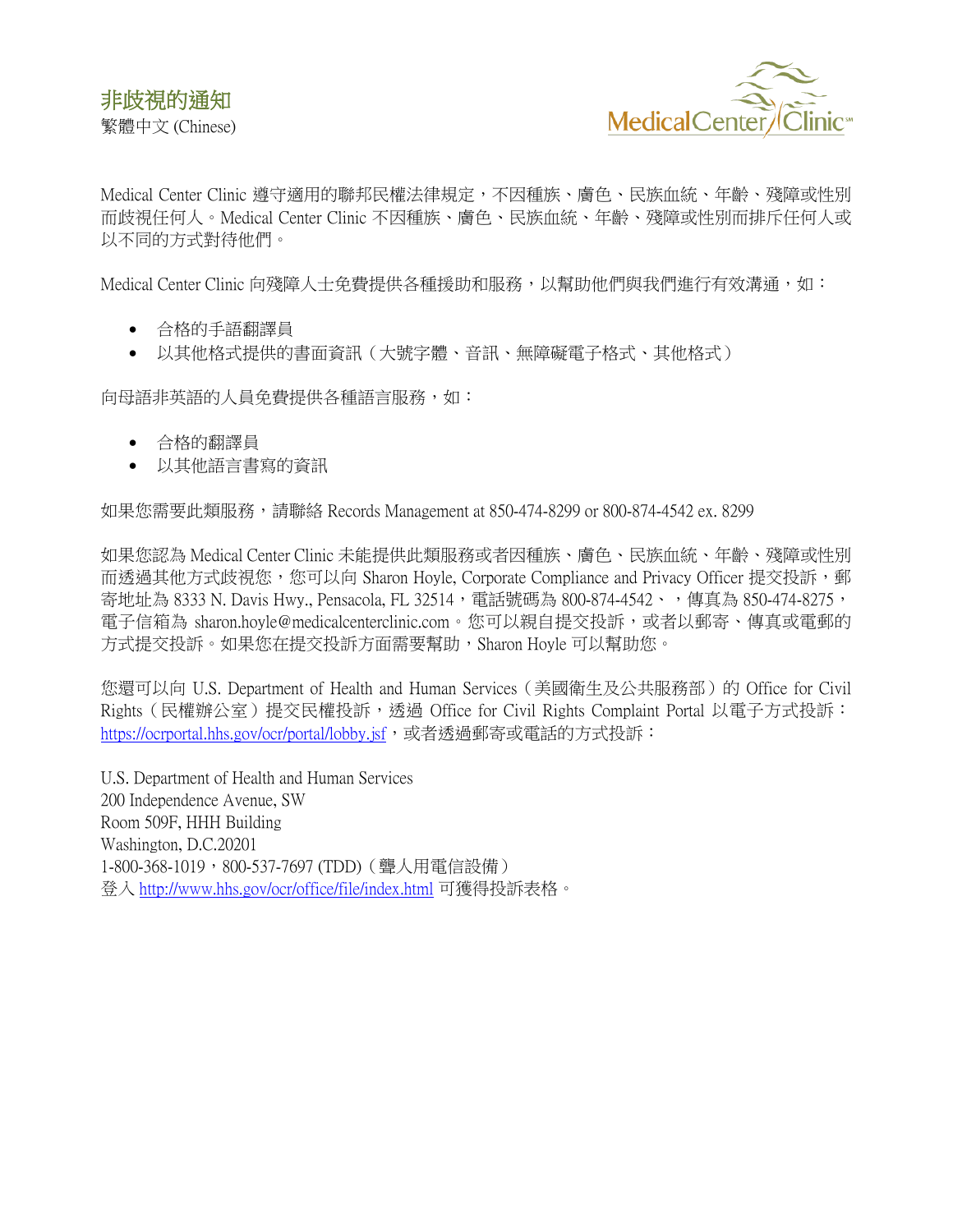# 非歧視的通知

繁體中文 (Chinese)

Medical Center Clinic 遵守適用的聯邦民權法律規定，不因種族、膚色、民族血統、年齡、殘障或性別而歧視任何人。Medical Center Clinic 不因種族、膚色、民族血統、年齡、殘障或性別而排斥任何人或以不同的方式對待他們。

Medical Center Clinic 向殘障人士免費提供各種援助和服務，以幫助他們與我們進行有效溝通，如：

- 合格的手語翻譯員
- 以其他格式提供的書面資訊（大號字體、音訊、無障礙電子格式、其他格式）

向母語非英語的人員免費提供各種語言服務，如：

- 合格的翻譯員
- 以其他語言書寫的資訊

如果您需要此類服務，請聯絡 Records Management at 850-474-8299 or 800-874-4542 ex. 8299

如果您認為 Medical Center Clinic 未能提供此類服務或者因種族、膚色、民族血統、年齡、殘障或性別而透過其他方式歧視您，您可以向 Sharon Hoyle, Corporate Compliance and Privacy Officer 提交投訴，郵寄地址為 8333 N. Davis Hwy., Pensacola, FL 32514，電話號碼為 800-874-4542、，傳真為 850-474-8275，電子信箱為 sharon.hoyle@medicalcenterclinic.com。您可以親自提交投訴，或者以郵寄、傳真或電郵的方式提交投訴。如果您在提交投訴方面需要幫助，Sharon Hoyle 可以幫助您。

您還可以向 U.S. Department of Health and Human Services（美國衛生及公共服務部）的 Office for Civil Rights（民權辦公室）提交民權投訴，透過 Office for Civil Rights Complaint Portal 以電子方式投訴：https://ocrportal.hhs.gov/ocr/portal/lobby.jsf，或者透過郵寄或電話的方式投訴：

U.S. Department of Health and Human Services
200 Independence Avenue, SW
Room 509F, HHH Building
Washington, D.C.20201
1-800-368-1019，800-537-7697 (TDD)（聾人用電信設備）
登入 http://www.hhs.gov/ocr/office/file/index.html 可獲得投訴表格。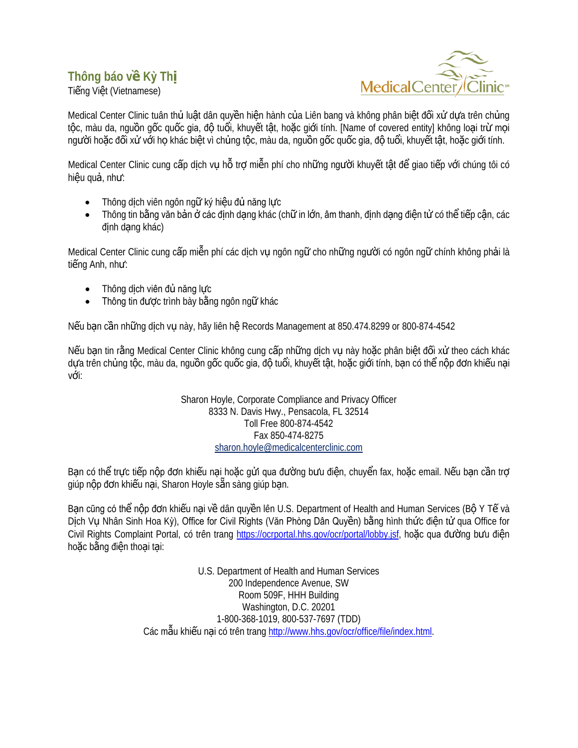## Thông báo về Kỳ Thị

Tiếng Việt (Vietnamese)

Medical Center Clinic

Medical Center Clinic tuân thủ luật dân quyền hiện hành của Liên bang và không phân biệt đối xử dựa trên chủng tộc, màu da, nguồn gốc quốc gia, độ tuổi, khuyết tật, hoặc giới tính. [Name of covered entity] không loại trừ mọi người hoặc đối xử với họ khác biệt vì chủng tộc, màu da, nguồn gốc quốc gia, độ tuổi, khuyết tật, hoặc giới tính.

Medical Center Clinic cung cấp dịch vụ hỗ trợ miễn phí cho những người khuyết tật để giao tiếp với chúng tôi có hiệu quả, như:

- Thông dịch viên ngôn ngữ ký hiệu đủ năng lực
- Thông tin bằng văn bản ở các định dạng khác (chữ in lớn, âm thanh, định dạng điện tử có thể tiếp cận, các định dạng khác)

Medical Center Clinic cung cấp miễn phí các dịch vụ ngôn ngữ cho những người có ngôn ngữ chính không phải là tiếng Anh, như:

- Thông dịch viên đủ năng lực
- Thông tin được trình bày bằng ngôn ngữ khác

Nếu bạn cần những dịch vụ này, hãy liên hệ Records Management at 850.474.8299 or 800-874-4542

Nếu bạn tin rằng Medical Center Clinic không cung cấp những dịch vụ này hoặc phân biệt đối xử theo cách khác dựa trên chủng tộc, màu da, nguồn gốc quốc gia, độ tuổi, khuyết tật, hoặc giới tính, bạn có thể nộp đơn khiếu nại với:

Sharon Hoyle, Corporate Compliance and Privacy Officer
8333 N. Davis Hwy., Pensacola, FL 32514
Toll Free 800-874-4542
Fax 850-474-8275
sharon.hoyle@medicalcenterclinic.com

Bạn có thể trực tiếp nộp đơn khiếu nại hoặc gửi qua đường bưu điện, chuyển fax, hoặc email. Nếu bạn cần trợ giúp nộp đơn khiếu nại, Sharon Hoyle sẵn sàng giúp bạn.

Bạn cũng có thể nộp đơn khiếu nại về dân quyền lên U.S. Department of Health and Human Services (Bộ Y Tế và Dịch Vụ Nhân Sinh Hoa Kỳ), Office for Civil Rights (Văn Phòng Dân Quyền) bằng hình thức điện tử qua Office for Civil Rights Complaint Portal, có trên trang https://ocrportal.hhs.gov/ocr/portal/lobby.jsf, hoặc qua đường bưu điện hoặc bằng điện thoại tại:

U.S. Department of Health and Human Services
200 Independence Avenue, SW
Room 509F, HHH Building
Washington, D.C. 20201
1-800-368-1019, 800-537-7697 (TDD)
Các mẫu khiếu nại có trên trang http://www.hhs.gov/ocr/office/file/index.html.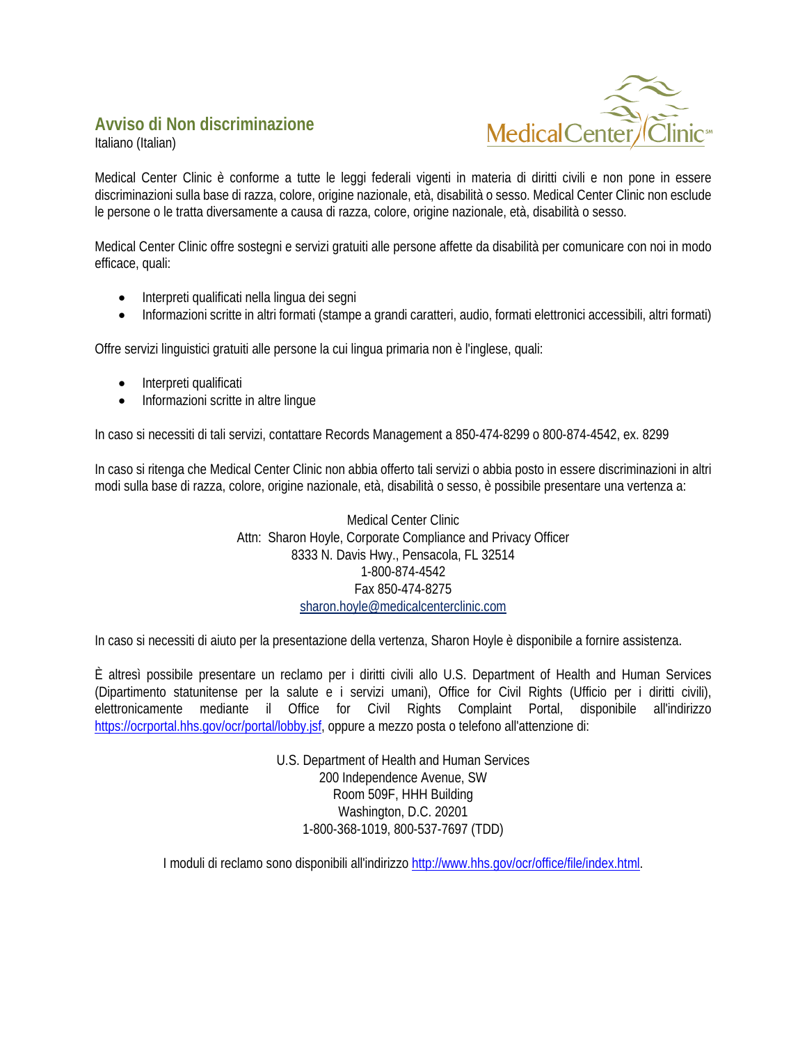## Avviso di Non discriminazione

Italiano (Italian)

Medical Center Clinic è conforme a tutte le leggi federali vigenti in materia di diritti civili e non pone in essere discriminazioni sulla base di razza, colore, origine nazionale, età, disabilità o sesso. Medical Center Clinic non esclude le persone o le tratta diversamente a causa di razza, colore, origine nazionale, età, disabilità o sesso.

Medical Center Clinic offre sostegni e servizi gratuiti alle persone affette da disabilità per comunicare con noi in modo efficace, quali:

- Interpreti qualificati nella lingua dei segni
- Informazioni scritte in altri formati (stampe a grandi caratteri, audio, formati elettronici accessibili, altri formati)

Offre servizi linguistici gratuiti alle persone la cui lingua primaria non è l'inglese, quali:

- Interpreti qualificati
- Informazioni scritte in altre lingue

In caso si necessiti di tali servizi, contattare Records Management a 850-474-8299 o 800-874-4542, ex. 8299

In caso si ritenga che Medical Center Clinic non abbia offerto tali servizi o abbia posto in essere discriminazioni in altri modi sulla base di razza, colore, origine nazionale, età, disabilità o sesso, è possibile presentare una vertenza a:

Medical Center Clinic
Attn: Sharon Hoyle, Corporate Compliance and Privacy Officer
8333 N. Davis Hwy., Pensacola, FL 32514
1-800-874-4542
Fax 850-474-8275
sharon.hoyle@medicalcenterclinic.com

In caso si necessiti di aiuto per la presentazione della vertenza, Sharon Hoyle è disponibile a fornire assistenza.

È altresì possibile presentare un reclamo per i diritti civili allo U.S. Department of Health and Human Services (Dipartimento statunitense per la salute e i servizi umani), Office for Civil Rights (Ufficio per i diritti civili), elettronicamente mediante il Office for Civil Rights Complaint Portal, disponibile all'indirizzo https://ocrportal.hhs.gov/ocr/portal/lobby.jsf, oppure a mezzo posta o telefono all'attenzione di:

U.S. Department of Health and Human Services
200 Independence Avenue, SW
Room 509F, HHH Building
Washington, D.C. 20201
1-800-368-1019, 800-537-7697 (TDD)

I moduli di reclamo sono disponibili all'indirizzo http://www.hhs.gov/ocr/office/file/index.html.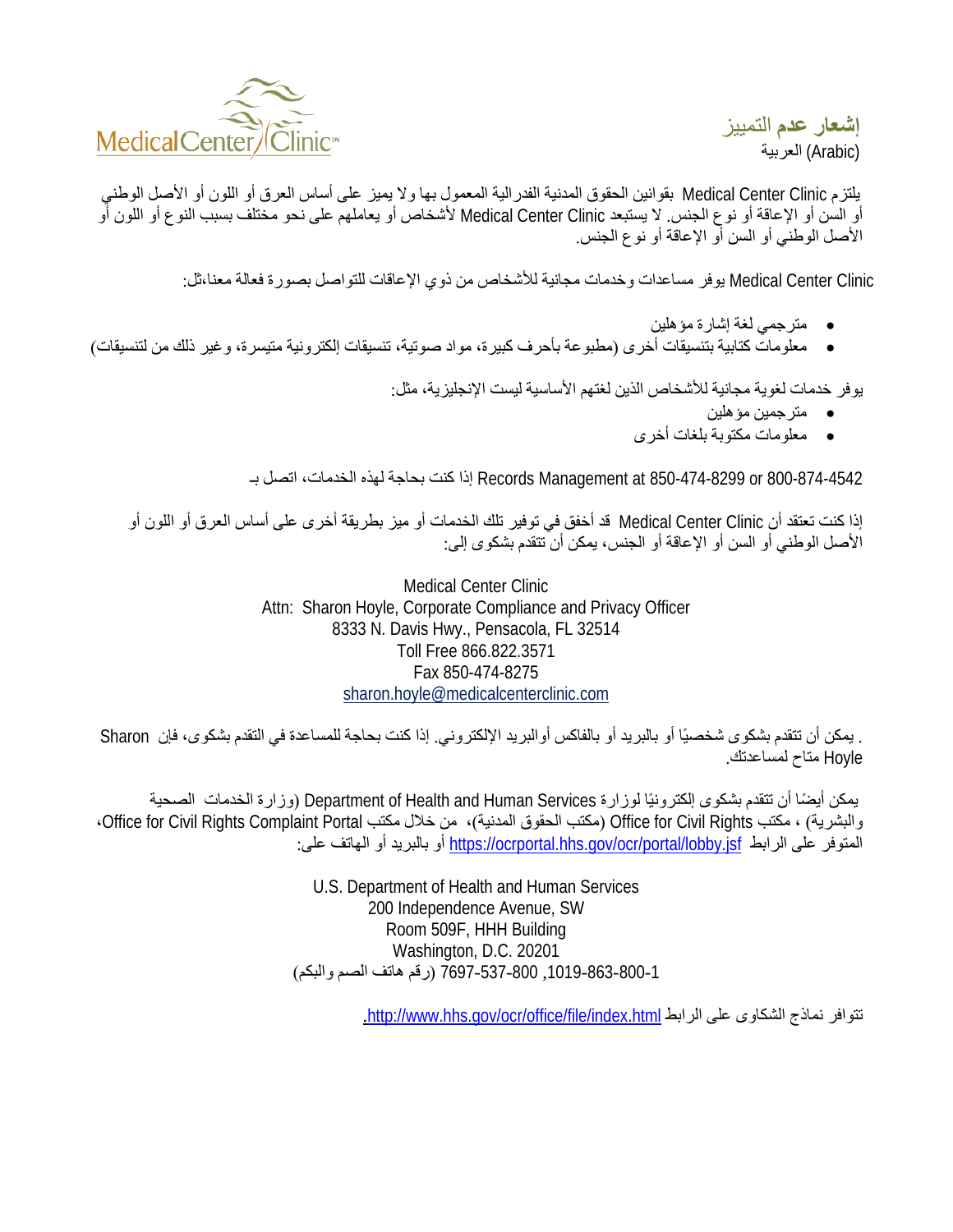MedicalCenter Clinic℠

# إشعار عدم التمييز

العربية (Arabic)

يلتزم Medical Center Clinic بقوانين الحقوق المدنية الفدرالية المعمول بها ولا يميز على أساس العرق أو اللون أو الأصل الوطني أو السن أو الإعاقة أو نوع الجنس. لا يستبعد Medical Center Clinic لأشخاص أو يعاملهم على نحو مختلف بسبب النوع أو اللون أو الأصل الوطني أو السن أو الإعاقة أو نوع الجنس.

Medical Center Clinic يوفر مساعدات وخدمات مجانية للأشخاص من ذوي الإعاقات للتواصل بصورة فعالة معنا،ثل:

- مترجمي لغة إشارة مؤهلين
- معلومات كتابية بتنسيقات أخرى (مطبوعة بأحرف كبيرة، مواد صوتية، تنسيقات إلكترونية متيسرة، وغير ذلك من لتنسيقات)

يوفر خدمات لغوية مجانية للأشخاص الذين لغتهم الأساسية ليست الإنجليزية، مثل:

- مترجمين مؤهلين
- معلومات مكتوبة بلغات أخرى

إذا كنت بحاجة لهذه الخدمات، اتصل بـ Records Management at 850-474-8299 or 800-874-4542

إذا كنت تعتقد أن Medical Center Clinic قد أخفق في توفير تلك الخدمات أو ميز بطريقة أخرى على أساس العرق أو اللون أو الأصل الوطني أو السن أو الإعاقة أو الجنس، يمكن أن تتقدم بشكوى إلى:

Medical Center Clinic
Attn: Sharon Hoyle, Corporate Compliance and Privacy Officer
8333 N. Davis Hwy., Pensacola, FL 32514
Toll Free 866.822.3571
Fax 850-474-8275
sharon.hoyle@medicalcenterclinic.com

. يمكن أن تتقدم بشكوى شخصيًا أو بالبريد أو بالفاكس أوالبريد الإلكتروني. إذا كنت بحاجة للمساعدة في التقدم بشكوى، فإن Sharon Hoyle متاح لمساعدتك.

يمكن أيضًا أن تتقدم بشكوى إلكترونيًا لوزارة Department of Health and Human Services (وزارة الخدمات الصحية والبشرية) ، مكتب Office for Civil Rights (مكتب الحقوق المدنية)، من خلال مكتب Office for Civil Rights Complaint Portal، المتوفر على الرابط https://ocrportal.hhs.gov/ocr/portal/lobby.jsf أو بالبريد أو الهاتف على:

U.S. Department of Health and Human Services
200 Independence Avenue, SW
Room 509F, HHH Building
Washington, D.C. 20201
1-800-863-1019, 800-537-7697 (رقم هاتف الصم والبكم)

تتوافر نماذج الشكاوى على الرابط http://www.hhs.gov/ocr/office/file/index.html.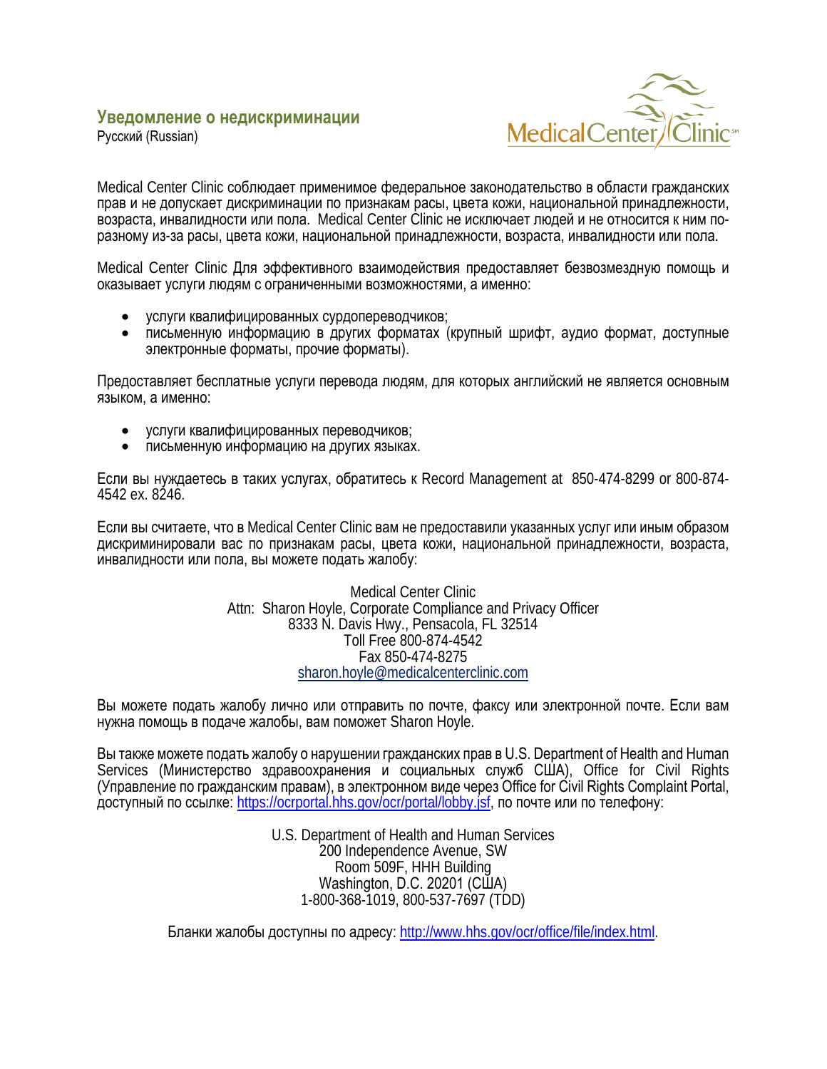## Уведомление о недискриминации

Русский (Russian)

Medical Center Clinic соблюдает применимое федеральное законодательство в области гражданских прав и не допускает дискриминации по признакам расы, цвета кожи, национальной принадлежности, возраста, инвалидности или пола. Medical Center Clinic не исключает людей и не относится к ним по-разному из-за расы, цвета кожи, национальной принадлежности, возраста, инвалидности или пола.

Medical Center Clinic Для эффективного взаимодействия предоставляет безвозмездную помощь и оказывает услуги людям с ограниченными возможностями, а именно:

- услуги квалифицированных сурдопереводчиков;
- письменную информацию в других форматах (крупный шрифт, аудио формат, доступные электронные форматы, прочие форматы).

Предоставляет бесплатные услуги перевода людям, для которых английский не является основным языком, а именно:

- услуги квалифицированных переводчиков;
- письменную информацию на других языках.

Если вы нуждаетесь в таких услугах, обратитесь к Record Management at 850-474-8299 or 800-874-4542 ex. 8246.

Если вы считаете, что в Medical Center Clinic вам не предоставили указанных услуг или иным образом дискриминировали вас по признакам расы, цвета кожи, национальной принадлежности, возраста, инвалидности или пола, вы можете подать жалобу:

Medical Center Clinic
Attn: Sharon Hoyle, Corporate Compliance and Privacy Officer
8333 N. Davis Hwy., Pensacola, FL 32514
Toll Free 800-874-4542
Fax 850-474-8275
sharon.hoyle@medicalcenterclinic.com

Вы можете подать жалобу лично или отправить по почте, факсу или электронной почте. Если вам нужна помощь в подаче жалобы, вам поможет Sharon Hoyle.

Вы также можете подать жалобу о нарушении гражданских прав в U.S. Department of Health and Human Services (Министерство здравоохранения и социальных служб США), Office for Civil Rights (Управление по гражданским правам), в электронном виде через Office for Civil Rights Complaint Portal, доступный по ссылке: https://ocrportal.hhs.gov/ocr/portal/lobby.jsf, по почте или по телефону:

U.S. Department of Health and Human Services
200 Independence Avenue, SW
Room 509F, HHH Building
Washington, D.C. 20201 (США)
1-800-368-1019, 800-537-7697 (TDD)

Бланки жалобы доступны по адресу: http://www.hhs.gov/ocr/office/file/index.html.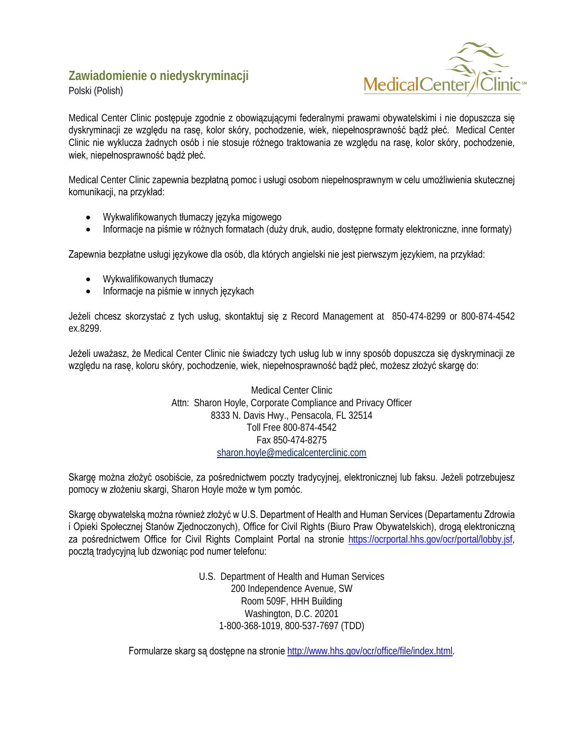## Zawiadomienie o niedyskryminacji

Polski (Polish)

Medical Center Clinic postępuje zgodnie z obowiązującymi federalnymi prawami obywatelskimi i nie dopuszcza się dyskryminacji ze względu na rasę, kolor skóry, pochodzenie, wiek, niepełnosprawność bądź płeć. Medical Center Clinic nie wyklucza żadnych osób i nie stosuje różnego traktowania ze względu na rasę, kolor skóry, pochodzenie, wiek, niepełnosprawność bądź płeć.

Medical Center Clinic zapewnia bezpłatną pomoc i usługi osobom niepełnosprawnym w celu umożliwienia skutecznej komunikacji, na przykład:

- Wykwalifikowanych tłumaczy języka migowego
- Informacje na piśmie w różnych formatach (duży druk, audio, dostępne formaty elektroniczne, inne formaty)

Zapewnia bezpłatne usługi językowe dla osób, dla których angielski nie jest pierwszym językiem, na przykład:

- Wykwalifikowanych tłumaczy
- Informacje na piśmie w innych językach

Jeżeli chcesz skorzystać z tych usług, skontaktuj się z Record Management at 850-474-8299 or 800-874-4542 ex.8299.

Jeżeli uważasz, że Medical Center Clinic nie świadczy tych usług lub w inny sposób dopuszcza się dyskryminacji ze względu na rasę, koloru skóry, pochodzenie, wiek, niepełnosprawność bądź płeć, możesz złożyć skargę do:

Medical Center Clinic
Attn: Sharon Hoyle, Corporate Compliance and Privacy Officer
8333 N. Davis Hwy., Pensacola, FL 32514
Toll Free 800-874-4542
Fax 850-474-8275
sharon.hoyle@medicalcenterclinic.com

Skargę można złożyć osobiście, za pośrednictwem poczty tradycyjnej, elektronicznej lub faksu. Jeżeli potrzebujesz pomocy w złożeniu skargi, Sharon Hoyle może w tym pomóc.

Skargę obywatelską można również złożyć w U.S. Department of Health and Human Services (Departamentu Zdrowia i Opieki Społecznej Stanów Zjednoczonych), Office for Civil Rights (Biuro Praw Obywatelskich), drogą elektroniczną za pośrednictwem Office for Civil Rights Complaint Portal na stronie https://ocrportal.hhs.gov/ocr/portal/lobby.jsf, pocztą tradycyjną lub dzwoniąc pod numer telefonu:

U.S. Department of Health and Human Services
200 Independence Avenue, SW
Room 509F, HHH Building
Washington, D.C. 20201
1-800-368-1019, 800-537-7697 (TDD)

Formularze skarg są dostępne na stronie http://www.hhs.gov/ocr/office/file/index.html.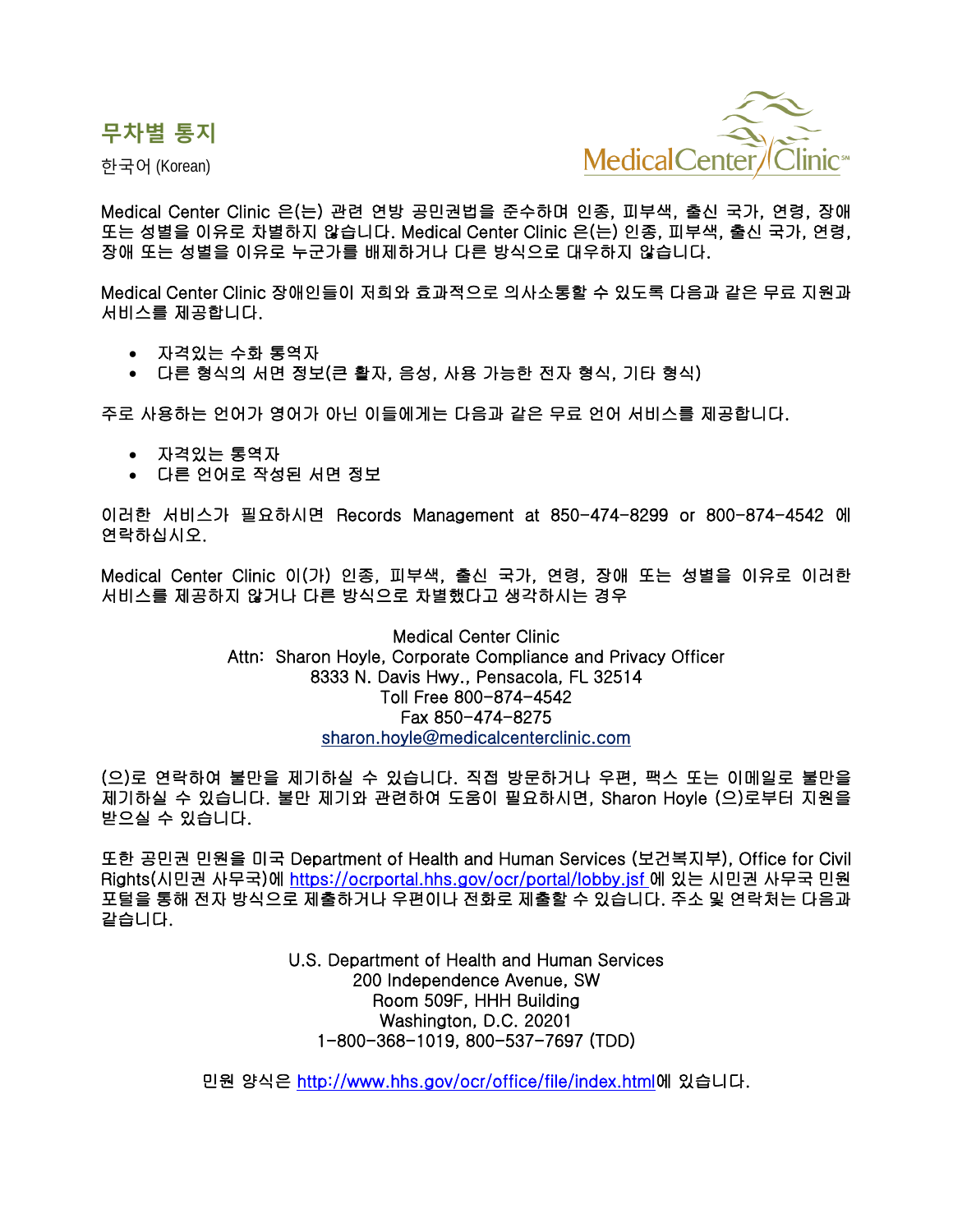## 무차별 통지

한국어 (Korean)

Medical Center Clinic 은(는) 관련 연방 공민권법을 준수하며 인종, 피부색, 출신 국가, 연령, 장애 또는 성별을 이유로 차별하지 않습니다. Medical Center Clinic 은(는) 인종, 피부색, 출신 국가, 연령, 장애 또는 성별을 이유로 누군가를 배제하거나 다른 방식으로 대우하지 않습니다.

Medical Center Clinic 장애인들이 저희와 효과적으로 의사소통할 수 있도록 다음과 같은 무료 지원과 서비스를 제공합니다.

- 자격있는 수화 통역자
- 다른 형식의 서면 정보(큰 활자, 음성, 사용 가능한 전자 형식, 기타 형식)

주로 사용하는 언어가 영어가 아닌 이들에게는 다음과 같은 무료 언어 서비스를 제공합니다.

- 자격있는 통역자
- 다른 언어로 작성된 서면 정보

이러한 서비스가 필요하시면 Records Management at 850-474-8299 or 800-874-4542 에 연락하십시오.

Medical Center Clinic 이(가) 인종, 피부색, 출신 국가, 연령, 장애 또는 성별을 이유로 이러한 서비스를 제공하지 않거나 다른 방식으로 차별했다고 생각하시는 경우

Medical Center Clinic
Attn: Sharon Hoyle, Corporate Compliance and Privacy Officer
8333 N. Davis Hwy., Pensacola, FL 32514
Toll Free 800-874-4542
Fax 850-474-8275
sharon.hoyle@medicalcenterclinic.com

(으)로 연락하여 불만을 제기하실 수 있습니다. 직접 방문하거나 우편, 팩스 또는 이메일로 불만을 제기하실 수 있습니다. 불만 제기와 관련하여 도움이 필요하시면, Sharon Hoyle (으)로부터 지원을 받으실 수 있습니다.

또한 공민권 민원을 미국 Department of Health and Human Services (보건복지부), Office for Civil Rights(시민권 사무국)에 https://ocrportal.hhs.gov/ocr/portal/lobby.jsf 에 있는 시민권 사무국 민원 포털을 통해 전자 방식으로 제출하거나 우편이나 전화로 제출할 수 있습니다. 주소 및 연락처는 다음과 같습니다.

U.S. Department of Health and Human Services
200 Independence Avenue, SW
Room 509F, HHH Building
Washington, D.C. 20201
1-800-368-1019, 800-537-7697 (TDD)

민원 양식은 http://www.hhs.gov/ocr/office/file/index.html에 있습니다.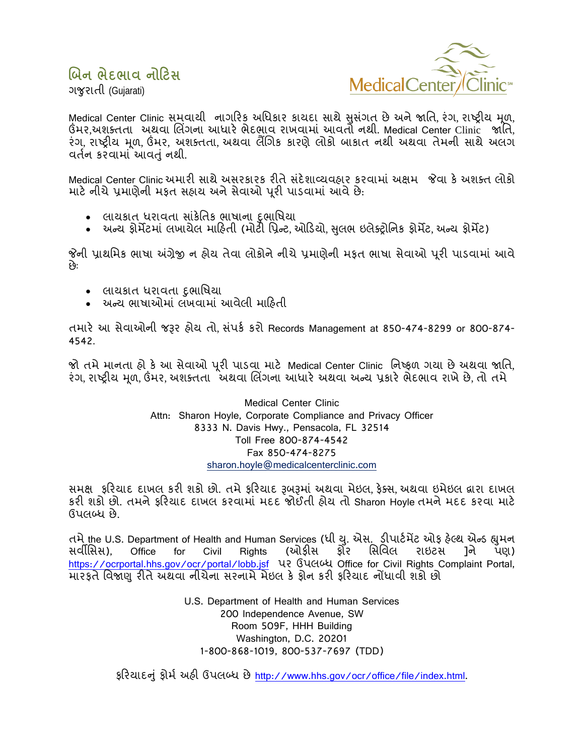# બિન ભેદભાવ નોટિસ

ગજુરાતી (Gujarati)

Medical Center Clinic સમવાયી નાગરિક અધિકાર કાયદા સાથે સુસંગત છે અને જાતિ, રંગ, રાષ્ટ્રીય મૂળ, ઉંમર,અશક્તતા અથવા લિંગના આધારે ભેદભાવ રાખવામાં આવતો નથી. Medical Center Clinic જાતિ, રંગ, રાષ્ટ્રીય મૂળ, ઉંમર, અશક્તતા, અથવા લૈંગિક કારણે લોકો બાકાત નથી અથવા તેમની સાથે અલગ વર્તન કરવામાં આવતું નથી.

Medical Center Clinic અમારી સાથે અસરકારક રીતે સંદેશાવ્યવહાર કરવામાં અક્ષમ જેવા કે અશક્ત લોકો માટે નીચે પ્રમાણેની મફત સહાય અને સેવાઓ પૂરી પાડવામાં આવે છે:

- લાયકાત ધરાવતા સાંકેતિક ભાષાના દુભાષિયા
- અન્ય ફોર્મેટમાં લખાયેલ માહિતી (મોટી પ્રિન્ટ, ઓડિયો, સુલભ ઇલેક્ટ્રોનિક ફોર્મેટ, અન્ય ફોર્મેટ)

જેની પ્રાથમિક ભાષા અંગ્રેજી ન હોય તેવા લોકોને નીચે પ્રમાણેની મફત ભાષા સેવાઓ પૂરી પાડવામાં આવે છે:

- લાયકાત ધરાવતા દુભાષિયા
- અન્ય ભાષાઓમાં લખવામાં આવેલી માહિતી

તમારે આ સેવાઓની જરૂર હોય તો, સંપર્ક કરો Records Management at 850-474-8299 or 800-874-4542.

જો તમે માનતા હો કે આ સેવાઓ પૂરી પાડવા માટે Medical Center Clinic નિષ્ફળ ગયા છે અથવા જાતિ, રંગ, રાષ્ટ્રીય મૂળ, ઉંમર, અશક્તતા અથવા લિંગના આધારે અથવા અન્ય પ્રકારે ભેદભાવ રાખે છે, તો તમે

Medical Center Clinic
Attn: Sharon Hoyle, Corporate Compliance and Privacy Officer
8333 N. Davis Hwy., Pensacola, FL 32514
Toll Free 800-874-4542
Fax 850-474-8275
sharon.hoyle@medicalcenterclinic.com

સમક્ષ ફરિયાદ દાખલ કરી શકો છો. તમે ફરિયાદ રૂબરૂમાં અથવા મેઇલ, ફેક્સ, અથવા ઇમેઇલ દ્વારા દાખલ કરી શકો છો. તમને ફરિયાદ દાખલ કરવામાં મદદ જોઈતી હોય તો Sharon Hoyle તમને મદદ કરવા માટે ઉપલબ્ધ છે.

તમે the U.S. Department of Health and Human Services (ધી યુ. એસ. ડીપાર્ટમેંટ ઓફ હેલ્થ એન્ડ હ્યુમન સર્વીસિસ), Office for Civil Rights (ઓફીસ ફોર સિવિલ રાઇટસ ]ને પણ) https://ocrportal.hhs.gov/ocr/portal/lobb.jsf પર ઉપલબ્ધ Office for Civil Rights Complaint Portal, મારફતે વિજાણુ રીતે અથવા નીચેના સરનામે મેઇલ કે ફોન કરી ફરિયાદ નોંધાવી શકો છો

U.S. Department of Health and Human Services
200 Independence Avenue, SW
Room 509F, HHH Building
Washington, D.C. 20201
1-800-868-1019, 800-537-7697 (TDD)

ફરિયાદનું ફોર્મ અહી ઉપલબ્ધ છે http://www.hhs.gov/ocr/office/file/index.html.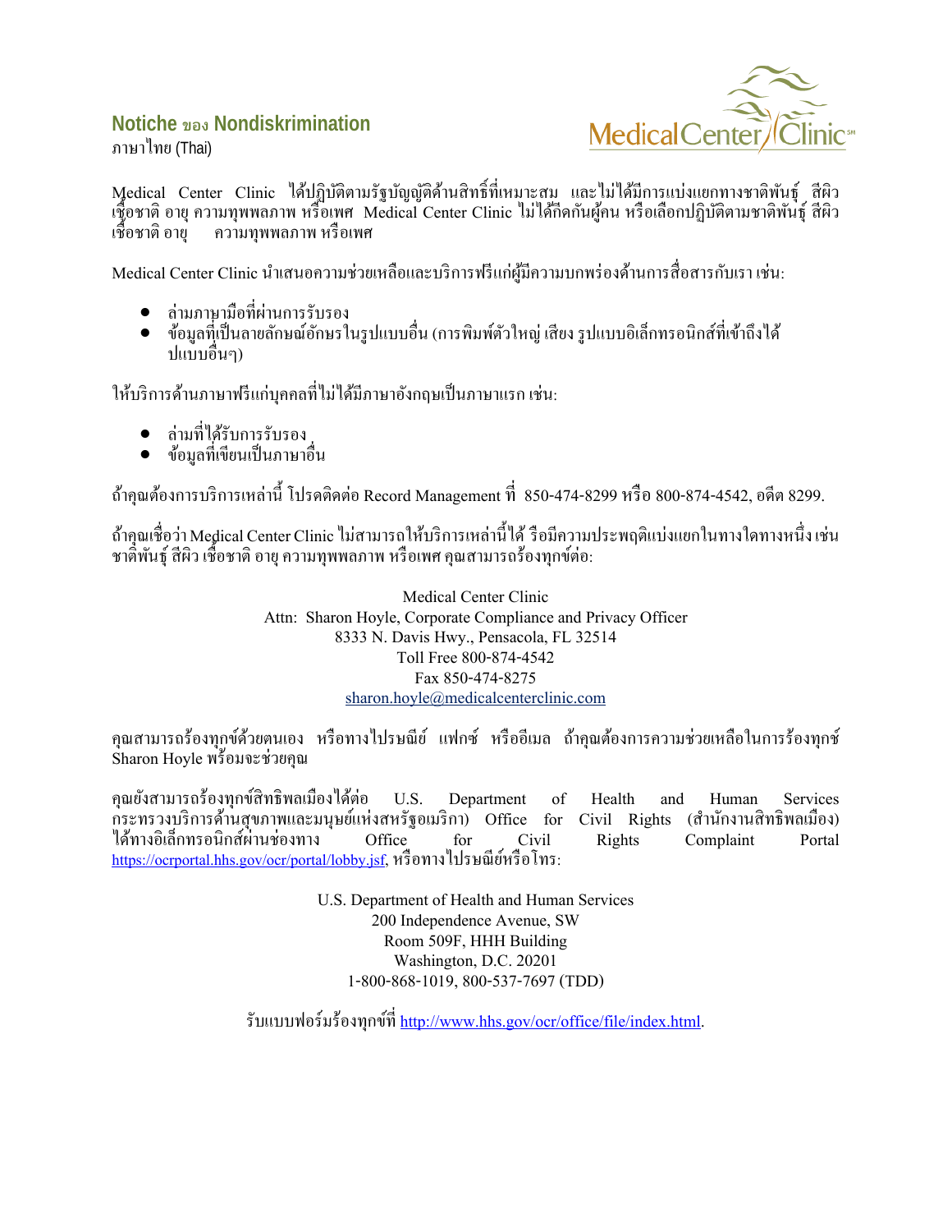## Notiche ของ Nondiskrimination

ภาษาไทย (Thai)

Medical Center Clinic ได้ปฏิบัติตามรัฐบัญญัติด้านสิทธิ์ที่เหมาะสม และไม่ได้มีการแบ่งแยกทางชาติพันธุ์ สีผิว เชื้อชาติ อายุ ความทุพพลภาพ หรือเพศ Medical Center Clinic ไม่ได้กีดกันผู้คน หรือเลือกปฏิบัติตามชาติพันธุ์ สีผิว เชื้อชาติ อายุ ความทุพพลภาพ หรือเพศ

Medical Center Clinic นำเสนอความช่วยเหลือและบริการฟรีแก่ผู้มีความบกพร่องด้านการสื่อสารกับเรา เช่น:

- ล่ามภาษามือที่ผ่านการรับรอง
- ข้อมูลที่เป็นลายลักษณ์อักษรในรูปแบบอื่น (การพิมพ์ตัวใหญ่ เสียง รูปแบบอิเล็กทรอนิกส์ที่เข้าถึงได้ ปแบบอื่นๆ)

ให้บริการด้านภาษาฟรีแก่บุคคลที่ไม่ได้มีภาษาอังกฤษเป็นภาษาแรก เช่น:

- ล่ามที่ได้รับการรับรอง
- ข้อมูลที่เขียนเป็นภาษาอื่น

ถ้าคุณต้องการบริการเหล่านี้ โปรดติดต่อ Record Management ที่ 850-474-8299 หรือ 800-874-4542, อดีต 8299.

ถ้าคุณเชื่อว่า Medical Center Clinic ไม่สามารถให้บริการเหล่านี้ได้ รือมีความประพฤติแบ่งแยกในทางใดทางหนึ่ง เช่น ชาติพันธุ์ สีผิว เชื้อชาติ อายุ ความทุพพลภาพ หรือเพศ คุณสามารถร้องทุกข์ต่อ:

Medical Center Clinic
Attn: Sharon Hoyle, Corporate Compliance and Privacy Officer
8333 N. Davis Hwy., Pensacola, FL 32514
Toll Free 800-874-4542
Fax 850-474-8275
sharon.hoyle@medicalcenterclinic.com

คุณสามารถร้องทุกข์ด้วยตนเอง หรือทางไปรษณีย์ แฟกซ์ หรืออีเมล ถ้าคุณต้องการความช่วยเหลือในการร้องทุกข์ Sharon Hoyle พร้อมจะช่วยคุณ

คุณยังสามารถร้องทุกข์สิทธิพลเมืองได้ต่อ U.S. Department of Health and Human Services กระทรวงบริการด้านสุขภาพและมนุษย์แห่งสหรัฐอเมริกา) Office for Civil Rights (สำนักงานสิทธิพลเมือง) ได้ทางอิเล็กทรอนิกส์ผ่านช่องทาง Office for Civil Rights Complaint Portal https://ocrportal.hhs.gov/ocr/portal/lobby.jsf, หรือทางไปรษณีย์หรือโทร:

U.S. Department of Health and Human Services
200 Independence Avenue, SW
Room 509F, HHH Building
Washington, D.C. 20201
1-800-868-1019, 800-537-7697 (TDD)

รับแบบฟอร์มร้องทุกข์ที่ http://www.hhs.gov/ocr/office/file/index.html.